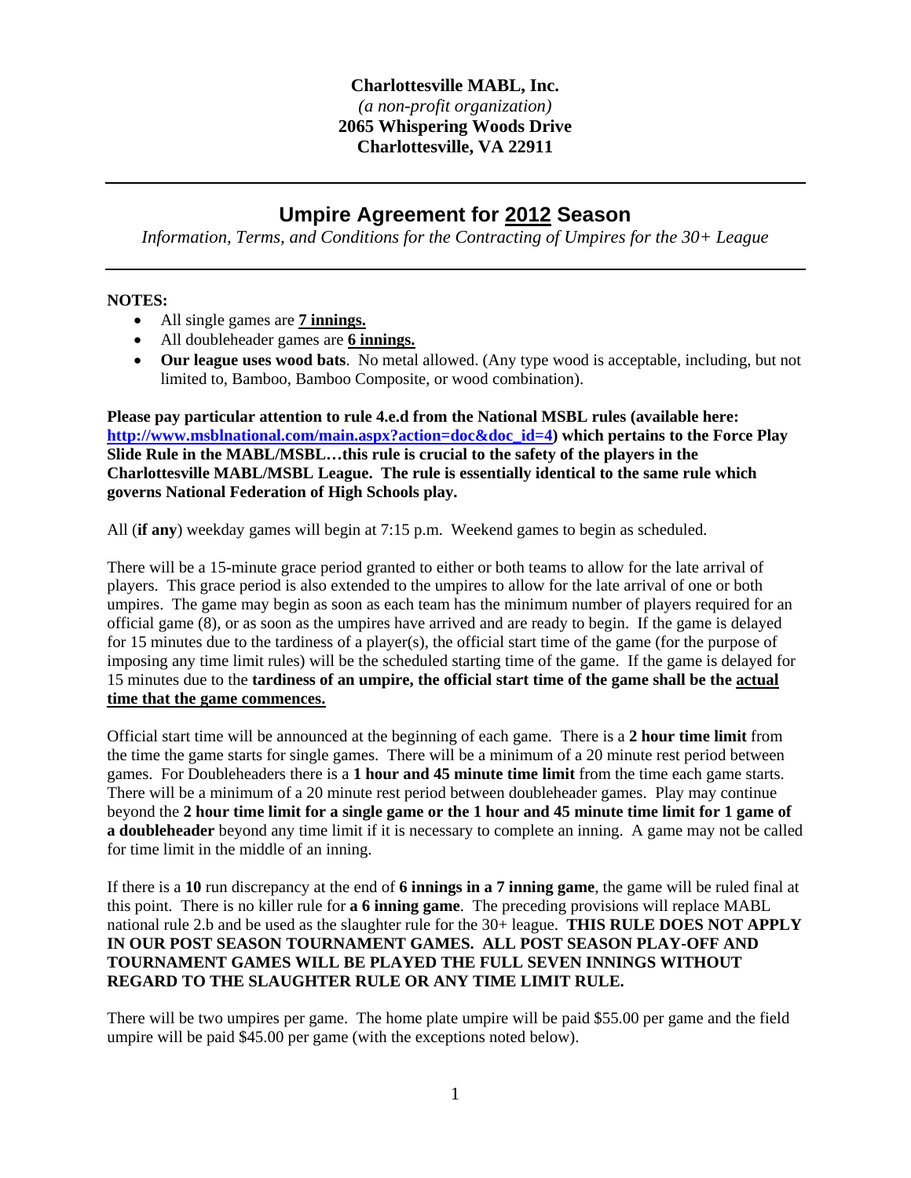**Charlottesville MABL, Inc.**
*(a non-profit organization)*
**2065 Whispering Woods Drive**
**Charlottesville, VA 22911**

---

# Umpire Agreement for 2012 Season

*Information, Terms, and Conditions for the Contracting of Umpires for the 30+ League*

---

**NOTES:**

- All single games are **7 innings.**
- All doubleheader games are **6 innings.**
- **Our league uses wood bats**. No metal allowed. (Any type wood is acceptable, including, but not limited to, Bamboo, Bamboo Composite, or wood combination).

**Please pay particular attention to rule 4.e.d from the National MSBL rules (available here: [http://www.msblnational.com/main.aspx?action=doc&doc_id=4](http://www.msblnational.com/main.aspx?action=doc&doc_id=4)) which pertains to the Force Play Slide Rule in the MABL/MSBL…this rule is crucial to the safety of the players in the Charlottesville MABL/MSBL League. The rule is essentially identical to the same rule which governs National Federation of High Schools play.**

All (**if any**) weekday games will begin at 7:15 p.m. Weekend games to begin as scheduled.

There will be a 15-minute grace period granted to either or both teams to allow for the late arrival of players. This grace period is also extended to the umpires to allow for the late arrival of one or both umpires. The game may begin as soon as each team has the minimum number of players required for an official game (8), or as soon as the umpires have arrived and are ready to begin. If the game is delayed for 15 minutes due to the tardiness of a player(s), the official start time of the game (for the purpose of imposing any time limit rules) will be the scheduled starting time of the game. If the game is delayed for 15 minutes due to the **tardiness of an umpire, the official start time of the game shall be the actual time that the game commences.**

Official start time will be announced at the beginning of each game. There is a **2 hour time limit** from the time the game starts for single games. There will be a minimum of a 20 minute rest period between games. For Doubleheaders there is a **1 hour and 45 minute time limit** from the time each game starts. There will be a minimum of a 20 minute rest period between doubleheader games. Play may continue beyond the **2 hour time limit for a single game or the 1 hour and 45 minute time limit for 1 game of a doubleheader** beyond any time limit if it is necessary to complete an inning. A game may not be called for time limit in the middle of an inning.

If there is a **10** run discrepancy at the end of **6 innings in a 7 inning game**, the game will be ruled final at this point. There is no killer rule for **a 6 inning game**. The preceding provisions will replace MABL national rule 2.b and be used as the slaughter rule for the 30+ league. **THIS RULE DOES NOT APPLY IN OUR POST SEASON TOURNAMENT GAMES. ALL POST SEASON PLAY-OFF AND TOURNAMENT GAMES WILL BE PLAYED THE FULL SEVEN INNINGS WITHOUT REGARD TO THE SLAUGHTER RULE OR ANY TIME LIMIT RULE.**

There will be two umpires per game. The home plate umpire will be paid $55.00 per game and the field umpire will be paid $45.00 per game (with the exceptions noted below).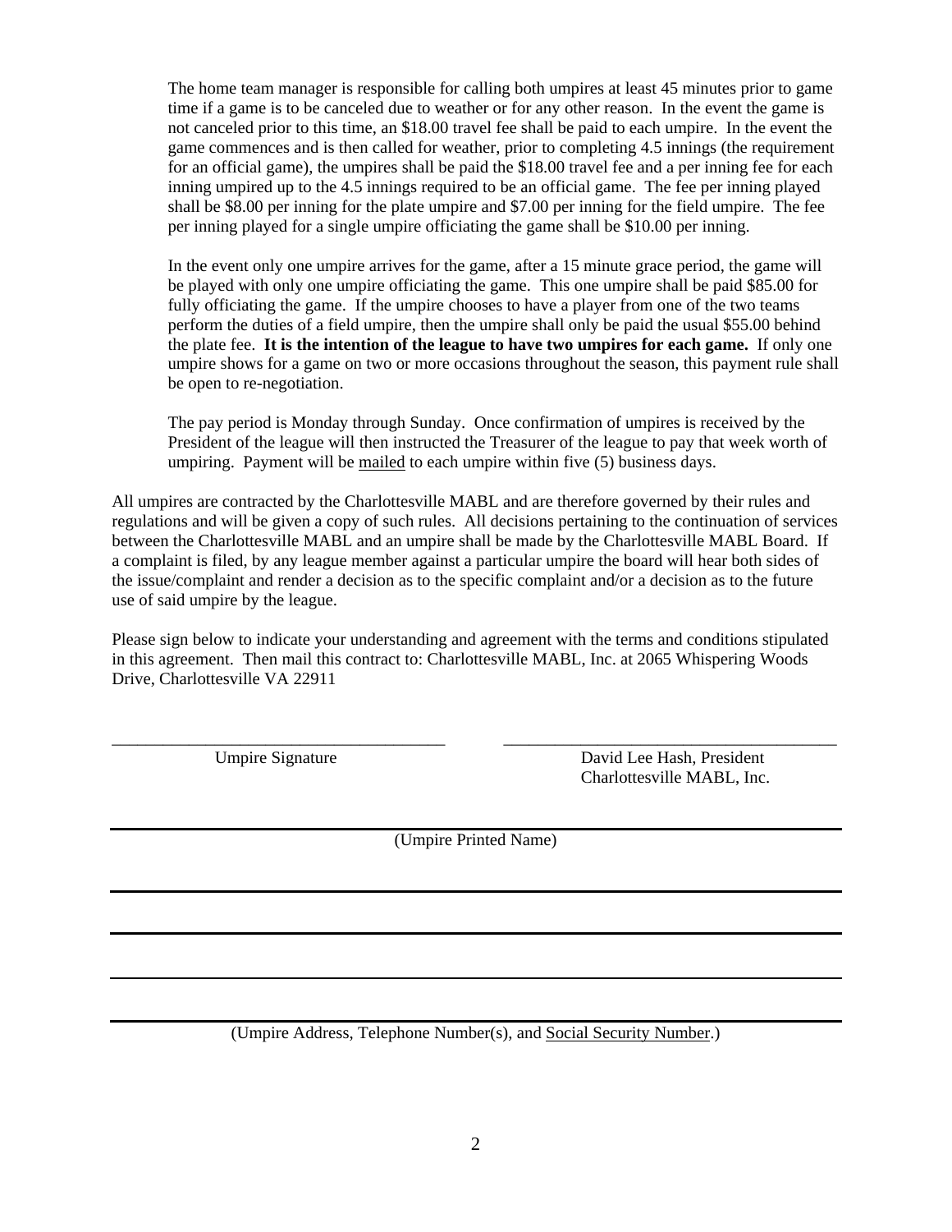The home team manager is responsible for calling both umpires at least 45 minutes prior to game time if a game is to be canceled due to weather or for any other reason. In the event the game is not canceled prior to this time, an $18.00 travel fee shall be paid to each umpire. In the event the game commences and is then called for weather, prior to completing 4.5 innings (the requirement for an official game), the umpires shall be paid the $18.00 travel fee and a per inning fee for each inning umpired up to the 4.5 innings required to be an official game. The fee per inning played shall be $8.00 per inning for the plate umpire and $7.00 per inning for the field umpire. The fee per inning played for a single umpire officiating the game shall be $10.00 per inning.

In the event only one umpire arrives for the game, after a 15 minute grace period, the game will be played with only one umpire officiating the game. This one umpire shall be paid $85.00 for fully officiating the game. If the umpire chooses to have a player from one of the two teams perform the duties of a field umpire, then the umpire shall only be paid the usual $55.00 behind the plate fee. **It is the intention of the league to have two umpires for each game.** If only one umpire shows for a game on two or more occasions throughout the season, this payment rule shall be open to re-negotiation.

The pay period is Monday through Sunday. Once confirmation of umpires is received by the President of the league will then instructed the Treasurer of the league to pay that week worth of umpiring. Payment will be mailed to each umpire within five (5) business days.

All umpires are contracted by the Charlottesville MABL and are therefore governed by their rules and regulations and will be given a copy of such rules. All decisions pertaining to the continuation of services between the Charlottesville MABL and an umpire shall be made by the Charlottesville MABL Board. If a complaint is filed, by any league member against a particular umpire the board will hear both sides of the issue/complaint and render a decision as to the specific complaint and/or a decision as to the future use of said umpire by the league.

Please sign below to indicate your understanding and agreement with the terms and conditions stipulated in this agreement. Then mail this contract to: Charlottesville MABL, Inc. at 2065 Whispering Woods Drive, Charlottesville VA 22911

______________________________________ ______________________________________

Umpire Signature

David Lee Hash, President
Charlottesville MABL, Inc.

______________________________________

(Umpire Printed Name)

______________________________________

______________________________________

______________________________________

______________________________________

(Umpire Address, Telephone Number(s), and Social Security Number.)